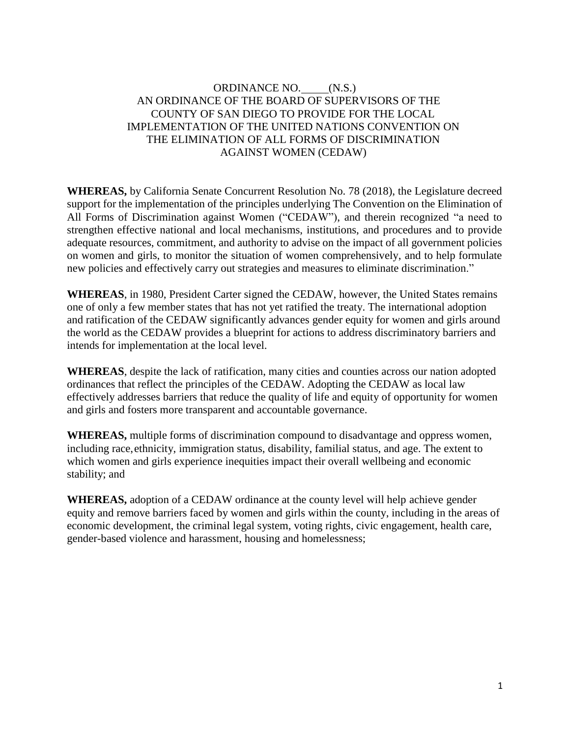ORDINANCE NO. _____ (N.S.)
AN ORDINANCE OF THE BOARD OF SUPERVISORS OF THE COUNTY OF SAN DIEGO TO PROVIDE FOR THE LOCAL IMPLEMENTATION OF THE UNITED NATIONS CONVENTION ON THE ELIMINATION OF ALL FORMS OF DISCRIMINATION AGAINST WOMEN (CEDAW)

**WHEREAS,** by California Senate Concurrent Resolution No. 78 (2018), the Legislature decreed support for the implementation of the principles underlying The Convention on the Elimination of All Forms of Discrimination against Women ("CEDAW"), and therein recognized "a need to strengthen effective national and local mechanisms, institutions, and procedures and to provide adequate resources, commitment, and authority to advise on the impact of all government policies on women and girls, to monitor the situation of women comprehensively, and to help formulate new policies and effectively carry out strategies and measures to eliminate discrimination."

**WHEREAS**, in 1980, President Carter signed the CEDAW, however, the United States remains one of only a few member states that has not yet ratified the treaty. The international adoption and ratification of the CEDAW significantly advances gender equity for women and girls around the world as the CEDAW provides a blueprint for actions to address discriminatory barriers and intends for implementation at the local level.

**WHEREAS**, despite the lack of ratification, many cities and counties across our nation adopted ordinances that reflect the principles of the CEDAW. Adopting the CEDAW as local law effectively addresses barriers that reduce the quality of life and equity of opportunity for women and girls and fosters more transparent and accountable governance.

**WHEREAS,** multiple forms of discrimination compound to disadvantage and oppress women, including race, ethnicity, immigration status, disability, familial status, and age. The extent to which women and girls experience inequities impact their overall wellbeing and economic stability; and

**WHEREAS,** adoption of a CEDAW ordinance at the county level will help achieve gender equity and remove barriers faced by women and girls within the county, including in the areas of economic development, the criminal legal system, voting rights, civic engagement, health care, gender-based violence and harassment, housing and homelessness;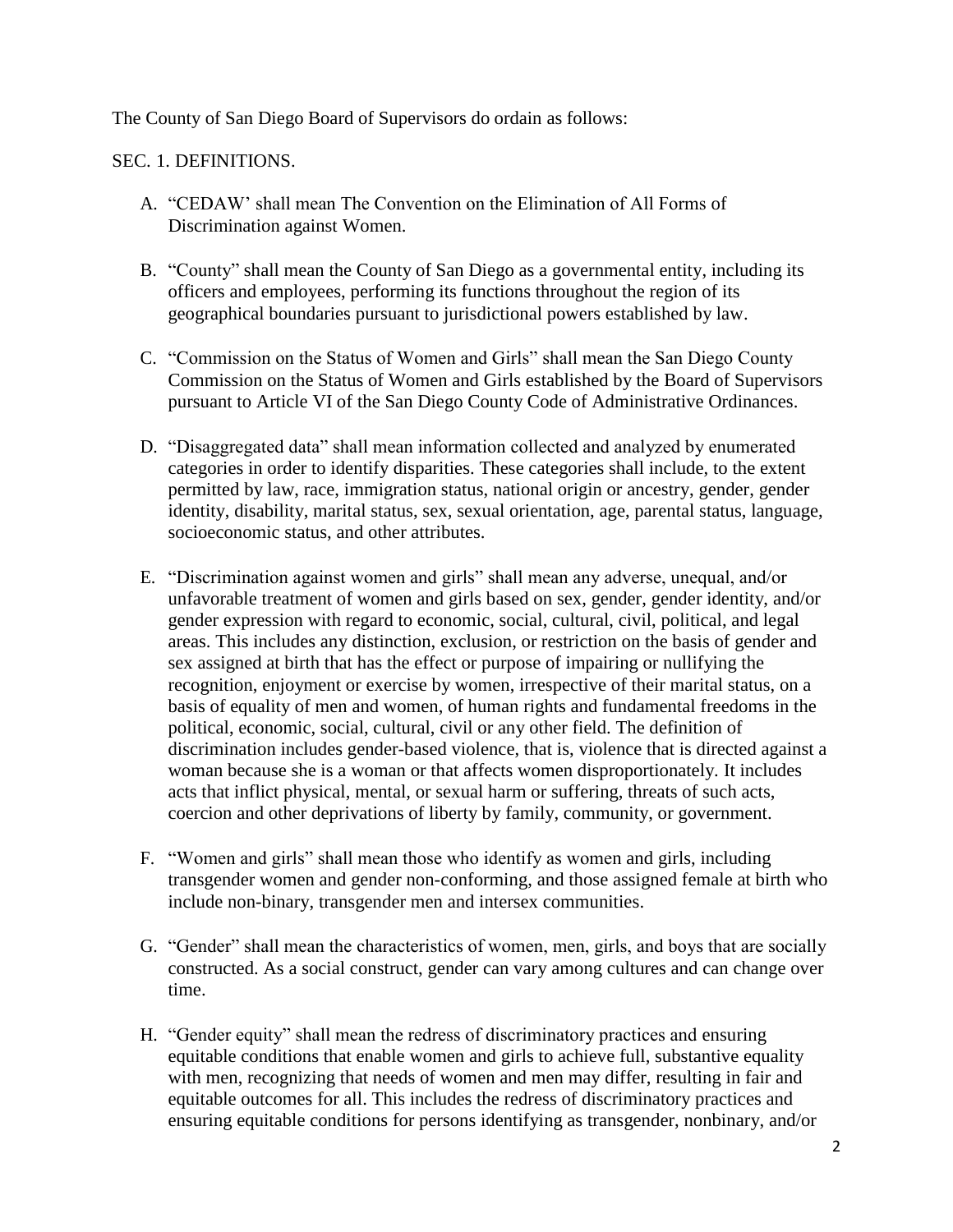The County of San Diego Board of Supervisors do ordain as follows:

SEC. 1. DEFINITIONS.

A. "CEDAW' shall mean The Convention on the Elimination of All Forms of Discrimination against Women.

B. "County" shall mean the County of San Diego as a governmental entity, including its officers and employees, performing its functions throughout the region of its geographical boundaries pursuant to jurisdictional powers established by law.

C. "Commission on the Status of Women and Girls" shall mean the San Diego County Commission on the Status of Women and Girls established by the Board of Supervisors pursuant to Article VI of the San Diego County Code of Administrative Ordinances.

D. "Disaggregated data" shall mean information collected and analyzed by enumerated categories in order to identify disparities. These categories shall include, to the extent permitted by law, race, immigration status, national origin or ancestry, gender, gender identity, disability, marital status, sex, sexual orientation, age, parental status, language, socioeconomic status, and other attributes.

E. "Discrimination against women and girls" shall mean any adverse, unequal, and/or unfavorable treatment of women and girls based on sex, gender, gender identity, and/or gender expression with regard to economic, social, cultural, civil, political, and legal areas. This includes any distinction, exclusion, or restriction on the basis of gender and sex assigned at birth that has the effect or purpose of impairing or nullifying the recognition, enjoyment or exercise by women, irrespective of their marital status, on a basis of equality of men and women, of human rights and fundamental freedoms in the political, economic, social, cultural, civil or any other field. The definition of discrimination includes gender-based violence, that is, violence that is directed against a woman because she is a woman or that affects women disproportionately. It includes acts that inflict physical, mental, or sexual harm or suffering, threats of such acts, coercion and other deprivations of liberty by family, community, or government.

F. "Women and girls" shall mean those who identify as women and girls, including transgender women and gender non-conforming, and those assigned female at birth who include non-binary, transgender men and intersex communities.

G. "Gender" shall mean the characteristics of women, men, girls, and boys that are socially constructed. As a social construct, gender can vary among cultures and can change over time.

H. "Gender equity" shall mean the redress of discriminatory practices and ensuring equitable conditions that enable women and girls to achieve full, substantive equality with men, recognizing that needs of women and men may differ, resulting in fair and equitable outcomes for all. This includes the redress of discriminatory practices and ensuring equitable conditions for persons identifying as transgender, nonbinary, and/or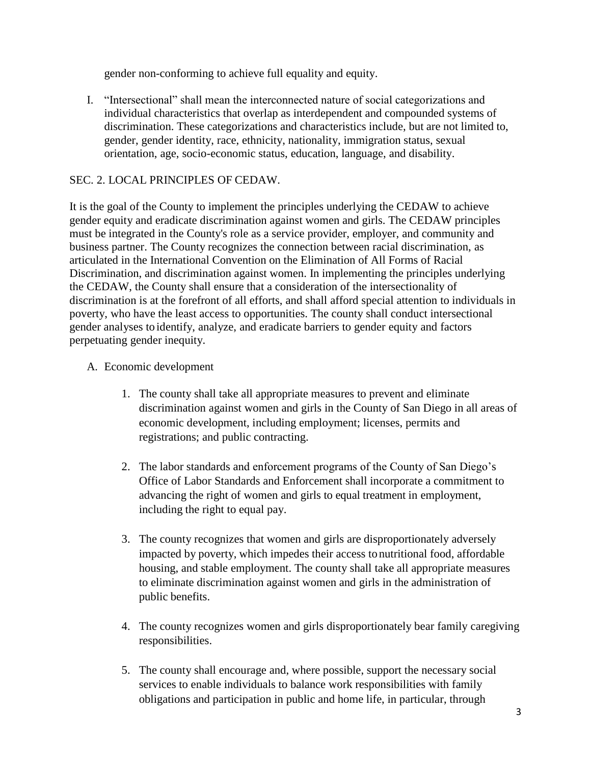gender non-conforming to achieve full equality and equity.

I. “Intersectional” shall mean the interconnected nature of social categorizations and individual characteristics that overlap as interdependent and compounded systems of discrimination. These categorizations and characteristics include, but are not limited to, gender, gender identity, race, ethnicity, nationality, immigration status, sexual orientation, age, socio-economic status, education, language, and disability.

SEC. 2. LOCAL PRINCIPLES OF CEDAW.

It is the goal of the County to implement the principles underlying the CEDAW to achieve gender equity and eradicate discrimination against women and girls. The CEDAW principles must be integrated in the County's role as a service provider, employer, and community and business partner. The County recognizes the connection between racial discrimination, as articulated in the International Convention on the Elimination of All Forms of Racial Discrimination, and discrimination against women. In implementing the principles underlying the CEDAW, the County shall ensure that a consideration of the intersectionality of discrimination is at the forefront of all efforts, and shall afford special attention to individuals in poverty, who have the least access to opportunities. The county shall conduct intersectional gender analyses to identify, analyze, and eradicate barriers to gender equity and factors perpetuating gender inequity.

A. Economic development

1. The county shall take all appropriate measures to prevent and eliminate discrimination against women and girls in the County of San Diego in all areas of economic development, including employment; licenses, permits and registrations; and public contracting.

2. The labor standards and enforcement programs of the County of San Diego’s Office of Labor Standards and Enforcement shall incorporate a commitment to advancing the right of women and girls to equal treatment in employment, including the right to equal pay.

3. The county recognizes that women and girls are disproportionately adversely impacted by poverty, which impedes their access to nutritional food, affordable housing, and stable employment. The county shall take all appropriate measures to eliminate discrimination against women and girls in the administration of public benefits.

4. The county recognizes women and girls disproportionately bear family caregiving responsibilities.

5. The county shall encourage and, where possible, support the necessary social services to enable individuals to balance work responsibilities with family obligations and participation in public and home life, in particular, through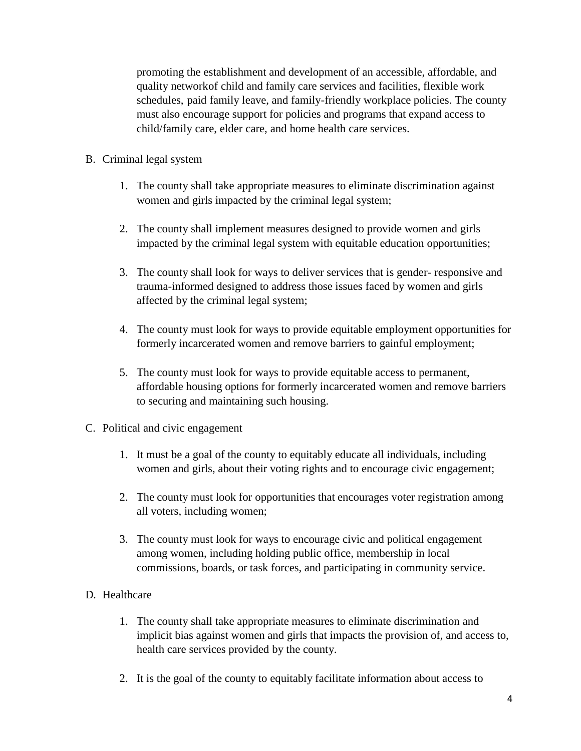promoting the establishment and development of an accessible, affordable, and quality networkof child and family care services and facilities, flexible work schedules, paid family leave, and family-friendly workplace policies. The county must also encourage support for policies and programs that expand access to child/family care, elder care, and home health care services.

B. Criminal legal system

   1. The county shall take appropriate measures to eliminate discrimination against women and girls impacted by the criminal legal system;

   2. The county shall implement measures designed to provide women and girls impacted by the criminal legal system with equitable education opportunities;

   3. The county shall look for ways to deliver services that is gender- responsive and trauma-informed designed to address those issues faced by women and girls affected by the criminal legal system;

   4. The county must look for ways to provide equitable employment opportunities for formerly incarcerated women and remove barriers to gainful employment;

   5. The county must look for ways to provide equitable access to permanent, affordable housing options for formerly incarcerated women and remove barriers to securing and maintaining such housing.

C. Political and civic engagement

   1. It must be a goal of the county to equitably educate all individuals, including women and girls, about their voting rights and to encourage civic engagement;

   2. The county must look for opportunities that encourages voter registration among all voters, including women;

   3. The county must look for ways to encourage civic and political engagement among women, including holding public office, membership in local commissions, boards, or task forces, and participating in community service.

D. Healthcare

   1. The county shall take appropriate measures to eliminate discrimination and implicit bias against women and girls that impacts the provision of, and access to, health care services provided by the county.

   2. It is the goal of the county to equitably facilitate information about access to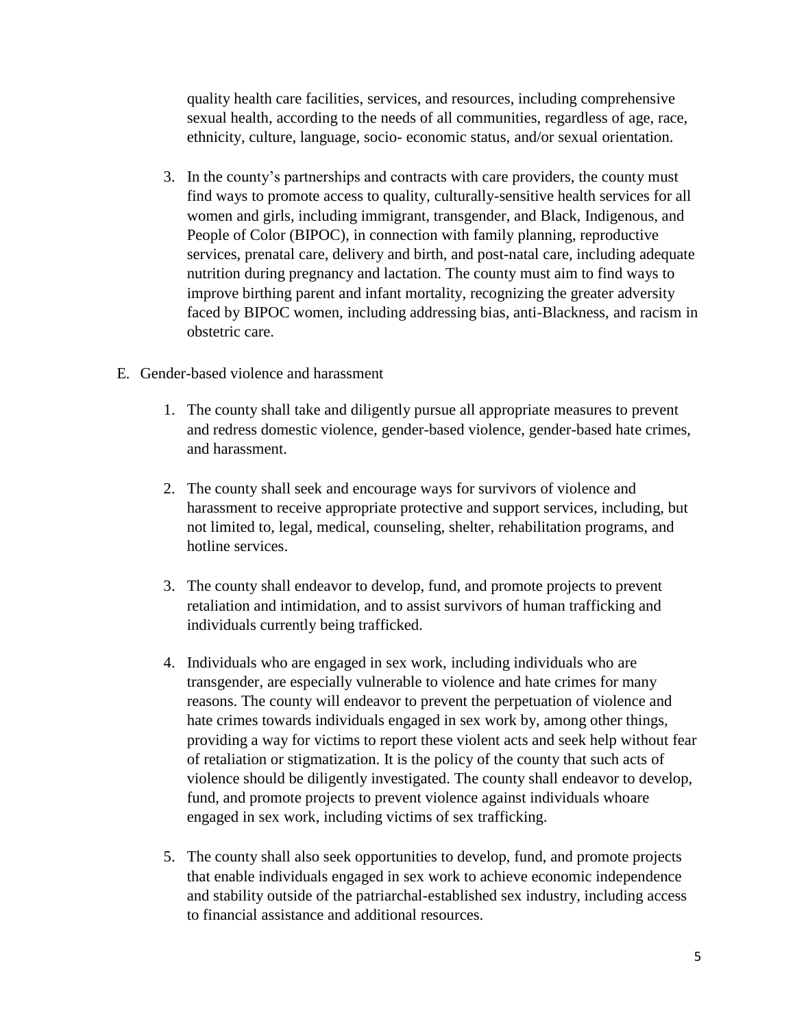quality health care facilities, services, and resources, including comprehensive sexual health, according to the needs of all communities, regardless of age, race, ethnicity, culture, language, socio- economic status, and/or sexual orientation.

3. In the county's partnerships and contracts with care providers, the county must find ways to promote access to quality, culturally-sensitive health services for all women and girls, including immigrant, transgender, and Black, Indigenous, and People of Color (BIPOC), in connection with family planning, reproductive services, prenatal care, delivery and birth, and post-natal care, including adequate nutrition during pregnancy and lactation. The county must aim to find ways to improve birthing parent and infant mortality, recognizing the greater adversity faced by BIPOC women, including addressing bias, anti-Blackness, and racism in obstetric care.

E. Gender-based violence and harassment

1. The county shall take and diligently pursue all appropriate measures to prevent and redress domestic violence, gender-based violence, gender-based hate crimes, and harassment.

2. The county shall seek and encourage ways for survivors of violence and harassment to receive appropriate protective and support services, including, but not limited to, legal, medical, counseling, shelter, rehabilitation programs, and hotline services.

3. The county shall endeavor to develop, fund, and promote projects to prevent retaliation and intimidation, and to assist survivors of human trafficking and individuals currently being trafficked.

4. Individuals who are engaged in sex work, including individuals who are transgender, are especially vulnerable to violence and hate crimes for many reasons. The county will endeavor to prevent the perpetuation of violence and hate crimes towards individuals engaged in sex work by, among other things, providing a way for victims to report these violent acts and seek help without fear of retaliation or stigmatization. It is the policy of the county that such acts of violence should be diligently investigated. The county shall endeavor to develop, fund, and promote projects to prevent violence against individuals whoare engaged in sex work, including victims of sex trafficking.

5. The county shall also seek opportunities to develop, fund, and promote projects that enable individuals engaged in sex work to achieve economic independence and stability outside of the patriarchal-established sex industry, including access to financial assistance and additional resources.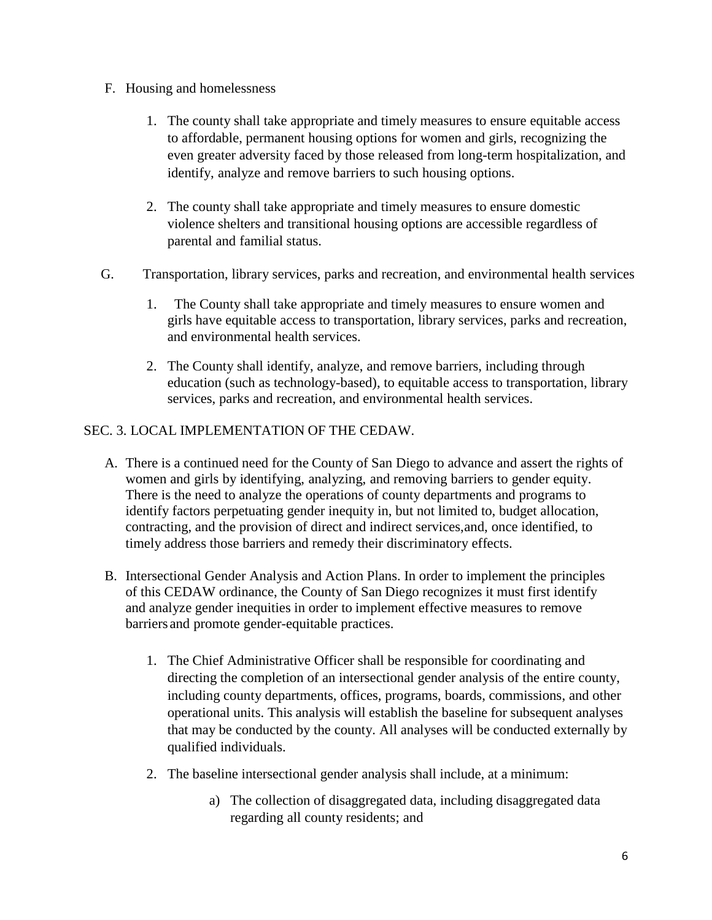F. Housing and homelessness

   1. The county shall take appropriate and timely measures to ensure equitable access to affordable, permanent housing options for women and girls, recognizing the even greater adversity faced by those released from long-term hospitalization, and identify, analyze and remove barriers to such housing options.

   2. The county shall take appropriate and timely measures to ensure domestic violence shelters and transitional housing options are accessible regardless of parental and familial status.

G. Transportation, library services, parks and recreation, and environmental health services

   1. The County shall take appropriate and timely measures to ensure women and girls have equitable access to transportation, library services, parks and recreation, and environmental health services.

   2. The County shall identify, analyze, and remove barriers, including through education (such as technology-based), to equitable access to transportation, library services, parks and recreation, and environmental health services.

SEC. 3. LOCAL IMPLEMENTATION OF THE CEDAW.

A. There is a continued need for the County of San Diego to advance and assert the rights of women and girls by identifying, analyzing, and removing barriers to gender equity. There is the need to analyze the operations of county departments and programs to identify factors perpetuating gender inequity in, but not limited to, budget allocation, contracting, and the provision of direct and indirect services,and, once identified, to timely address those barriers and remedy their discriminatory effects.

B. Intersectional Gender Analysis and Action Plans. In order to implement the principles of this CEDAW ordinance, the County of San Diego recognizes it must first identify and analyze gender inequities in order to implement effective measures to remove barriers and promote gender-equitable practices.

   1. The Chief Administrative Officer shall be responsible for coordinating and directing the completion of an intersectional gender analysis of the entire county, including county departments, offices, programs, boards, commissions, and other operational units. This analysis will establish the baseline for subsequent analyses that may be conducted by the county. All analyses will be conducted externally by qualified individuals.

   2. The baseline intersectional gender analysis shall include, at a minimum:

      a) The collection of disaggregated data, including disaggregated data regarding all county residents; and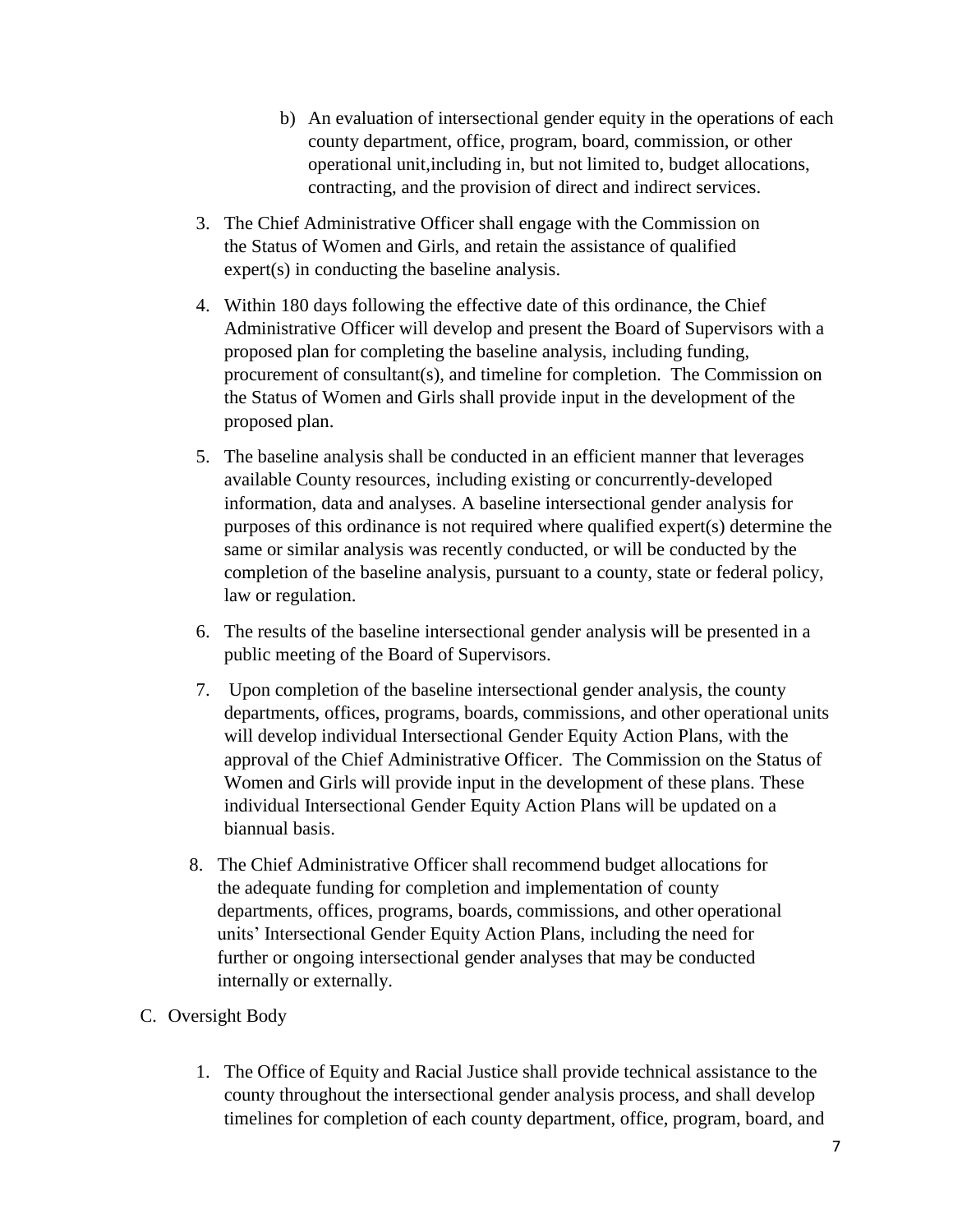b) An evaluation of intersectional gender equity in the operations of each county department, office, program, board, commission, or other operational unit,including in, but not limited to, budget allocations, contracting, and the provision of direct and indirect services.

3. The Chief Administrative Officer shall engage with the Commission on the Status of Women and Girls, and retain the assistance of qualified expert(s) in conducting the baseline analysis.

4. Within 180 days following the effective date of this ordinance, the Chief Administrative Officer will develop and present the Board of Supervisors with a proposed plan for completing the baseline analysis, including funding, procurement of consultant(s), and timeline for completion. The Commission on the Status of Women and Girls shall provide input in the development of the proposed plan.

5. The baseline analysis shall be conducted in an efficient manner that leverages available County resources, including existing or concurrently-developed information, data and analyses. A baseline intersectional gender analysis for purposes of this ordinance is not required where qualified expert(s) determine the same or similar analysis was recently conducted, or will be conducted by the completion of the baseline analysis, pursuant to a county, state or federal policy, law or regulation.

6. The results of the baseline intersectional gender analysis will be presented in a public meeting of the Board of Supervisors.

7. Upon completion of the baseline intersectional gender analysis, the county departments, offices, programs, boards, commissions, and other operational units will develop individual Intersectional Gender Equity Action Plans, with the approval of the Chief Administrative Officer. The Commission on the Status of Women and Girls will provide input in the development of these plans. These individual Intersectional Gender Equity Action Plans will be updated on a biannual basis.

8. The Chief Administrative Officer shall recommend budget allocations for the adequate funding for completion and implementation of county departments, offices, programs, boards, commissions, and other operational units' Intersectional Gender Equity Action Plans, including the need for further or ongoing intersectional gender analyses that may be conducted internally or externally.

C. Oversight Body

1. The Office of Equity and Racial Justice shall provide technical assistance to the county throughout the intersectional gender analysis process, and shall develop timelines for completion of each county department, office, program, board, and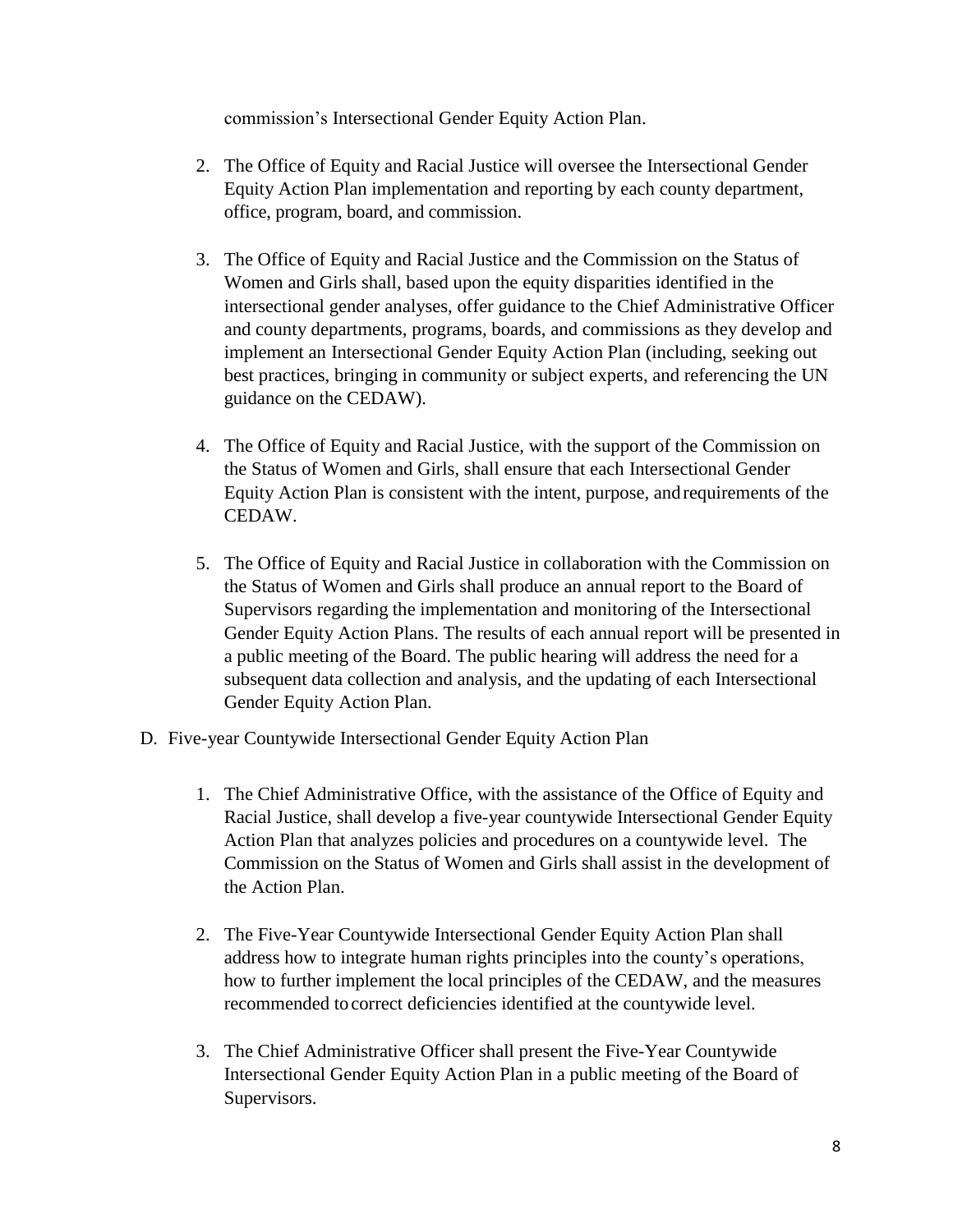commission's Intersectional Gender Equity Action Plan.

2. The Office of Equity and Racial Justice will oversee the Intersectional Gender Equity Action Plan implementation and reporting by each county department, office, program, board, and commission.

3. The Office of Equity and Racial Justice and the Commission on the Status of Women and Girls shall, based upon the equity disparities identified in the intersectional gender analyses, offer guidance to the Chief Administrative Officer and county departments, programs, boards, and commissions as they develop and implement an Intersectional Gender Equity Action Plan (including, seeking out best practices, bringing in community or subject experts, and referencing the UN guidance on the CEDAW).

4. The Office of Equity and Racial Justice, with the support of the Commission on the Status of Women and Girls, shall ensure that each Intersectional Gender Equity Action Plan is consistent with the intent, purpose, and requirements of the CEDAW.

5. The Office of Equity and Racial Justice in collaboration with the Commission on the Status of Women and Girls shall produce an annual report to the Board of Supervisors regarding the implementation and monitoring of the Intersectional Gender Equity Action Plans. The results of each annual report will be presented in a public meeting of the Board. The public hearing will address the need for a subsequent data collection and analysis, and the updating of each Intersectional Gender Equity Action Plan.

D. Five-year Countywide Intersectional Gender Equity Action Plan

1. The Chief Administrative Office, with the assistance of the Office of Equity and Racial Justice, shall develop a five-year countywide Intersectional Gender Equity Action Plan that analyzes policies and procedures on a countywide level. The Commission on the Status of Women and Girls shall assist in the development of the Action Plan.

2. The Five-Year Countywide Intersectional Gender Equity Action Plan shall address how to integrate human rights principles into the county's operations, how to further implement the local principles of the CEDAW, and the measures recommended to correct deficiencies identified at the countywide level.

3. The Chief Administrative Officer shall present the Five-Year Countywide Intersectional Gender Equity Action Plan in a public meeting of the Board of Supervisors.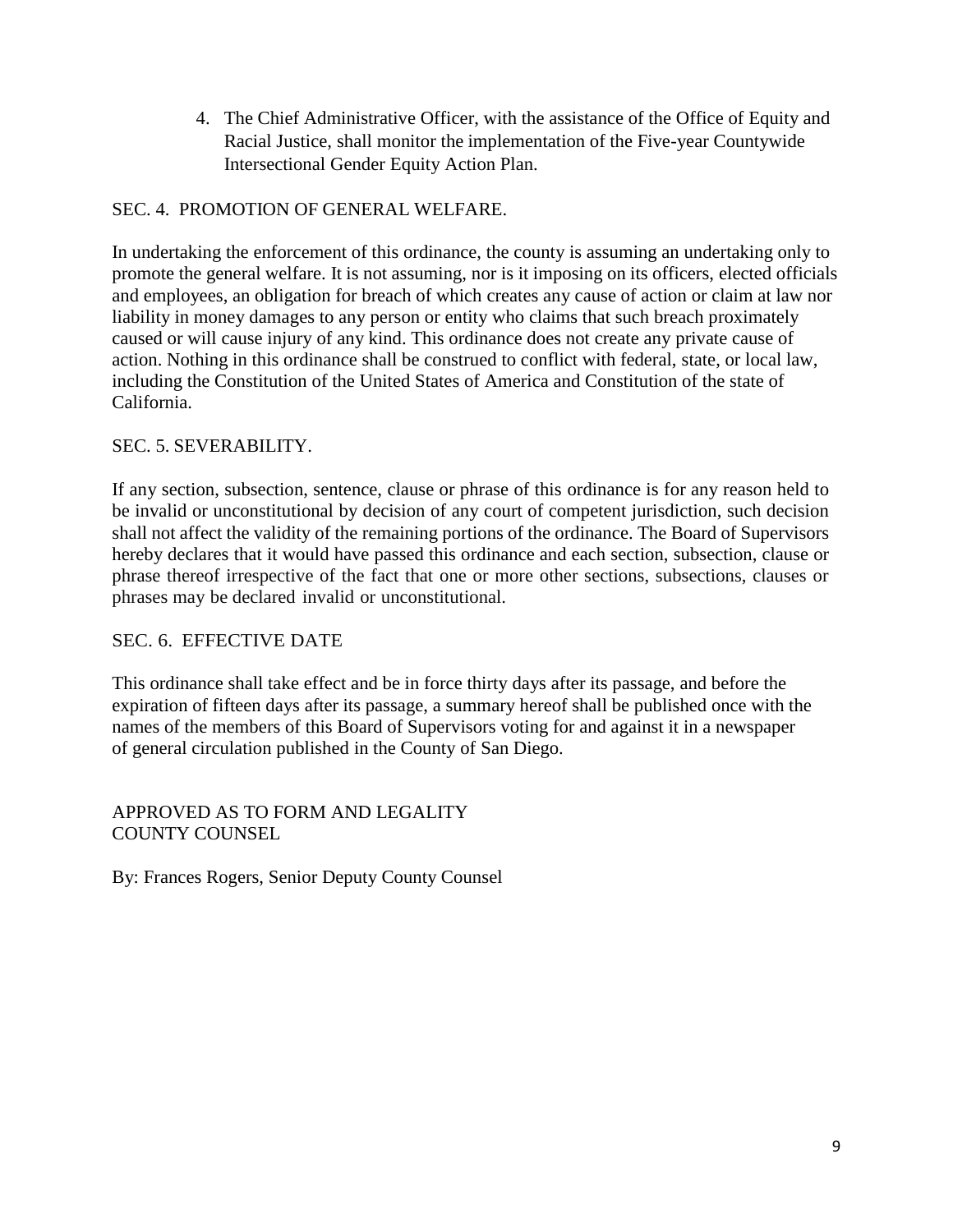4. The Chief Administrative Officer, with the assistance of the Office of Equity and Racial Justice, shall monitor the implementation of the Five-year Countywide Intersectional Gender Equity Action Plan.

SEC. 4. PROMOTION OF GENERAL WELFARE.

In undertaking the enforcement of this ordinance, the county is assuming an undertaking only to promote the general welfare. It is not assuming, nor is it imposing on its officers, elected officials and employees, an obligation for breach of which creates any cause of action or claim at law nor liability in money damages to any person or entity who claims that such breach proximately caused or will cause injury of any kind. This ordinance does not create any private cause of action. Nothing in this ordinance shall be construed to conflict with federal, state, or local law, including the Constitution of the United States of America and Constitution of the state of California.

SEC. 5. SEVERABILITY.

If any section, subsection, sentence, clause or phrase of this ordinance is for any reason held to be invalid or unconstitutional by decision of any court of competent jurisdiction, such decision shall not affect the validity of the remaining portions of the ordinance. The Board of Supervisors hereby declares that it would have passed this ordinance and each section, subsection, clause or phrase thereof irrespective of the fact that one or more other sections, subsections, clauses or phrases may be declared invalid or unconstitutional.

SEC. 6. EFFECTIVE DATE

This ordinance shall take effect and be in force thirty days after its passage, and before the expiration of fifteen days after its passage, a summary hereof shall be published once with the names of the members of this Board of Supervisors voting for and against it in a newspaper of general circulation published in the County of San Diego.

APPROVED AS TO FORM AND LEGALITY
COUNTY COUNSEL

By: Frances Rogers, Senior Deputy County Counsel